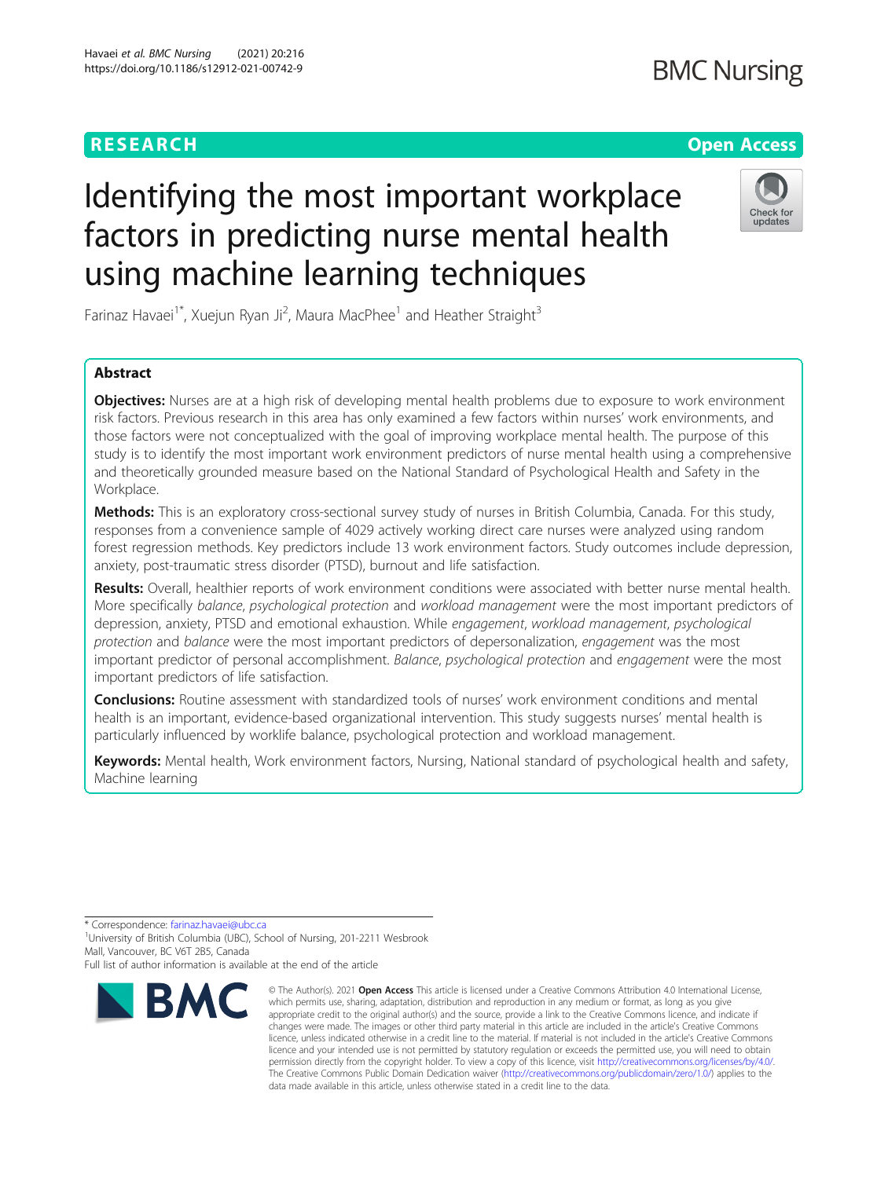RESEARCH

Open Access

# Identifying the most important workplace factors in predicting nurse mental health using machine learning techniques

Farinaz Havaei[1*], Xuejun Ryan Ji[2], Maura MacPhee[1] and Heather Straight[3]

## Abstract

**Objectives:** Nurses are at a high risk of developing mental health problems due to exposure to work environment risk factors. Previous research in this area has only examined a few factors within nurses' work environments, and those factors were not conceptualized with the goal of improving workplace mental health. The purpose of this study is to identify the most important work environment predictors of nurse mental health using a comprehensive and theoretically grounded measure based on the National Standard of Psychological Health and Safety in the Workplace.

**Methods:** This is an exploratory cross-sectional survey study of nurses in British Columbia, Canada. For this study, responses from a convenience sample of 4029 actively working direct care nurses were analyzed using random forest regression methods. Key predictors include 13 work environment factors. Study outcomes include depression, anxiety, post-traumatic stress disorder (PTSD), burnout and life satisfaction.

**Results:** Overall, healthier reports of work environment conditions were associated with better nurse mental health. More specifically *balance*, *psychological protection* and *workload management* were the most important predictors of depression, anxiety, PTSD and emotional exhaustion. While *engagement*, *workload management*, *psychological protection* and *balance* were the most important predictors of depersonalization, *engagement* was the most important predictor of personal accomplishment. *Balance*, *psychological protection* and *engagement* were the most important predictors of life satisfaction.

**Conclusions:** Routine assessment with standardized tools of nurses' work environment conditions and mental health is an important, evidence-based organizational intervention. This study suggests nurses' mental health is particularly influenced by worklife balance, psychological protection and workload management.

**Keywords:** Mental health, Work environment factors, Nursing, National standard of psychological health and safety, Machine learning

---

* Correspondence: farinaz.havaei@ubc.ca

[1]University of British Columbia (UBC), School of Nursing, 201-2211 Wesbrook Mall, Vancouver, BC V6T 2B5, Canada

Full list of author information is available at the end of the article

© The Author(s). 2021 **Open Access** This article is licensed under a Creative Commons Attribution 4.0 International License, which permits use, sharing, adaptation, distribution and reproduction in any medium or format, as long as you give appropriate credit to the original author(s) and the source, provide a link to the Creative Commons licence, and indicate if changes were made. The images or other third party material in this article are included in the article's Creative Commons licence, unless indicated otherwise in a credit line to the material. If material is not included in the article's Creative Commons licence and your intended use is not permitted by statutory regulation or exceeds the permitted use, you will need to obtain permission directly from the copyright holder. To view a copy of this licence, visit http://creativecommons.org/licenses/by/4.0/. The Creative Commons Public Domain Dedication waiver (http://creativecommons.org/publicdomain/zero/1.0/) applies to the data made available in this article, unless otherwise stated in a credit line to the data.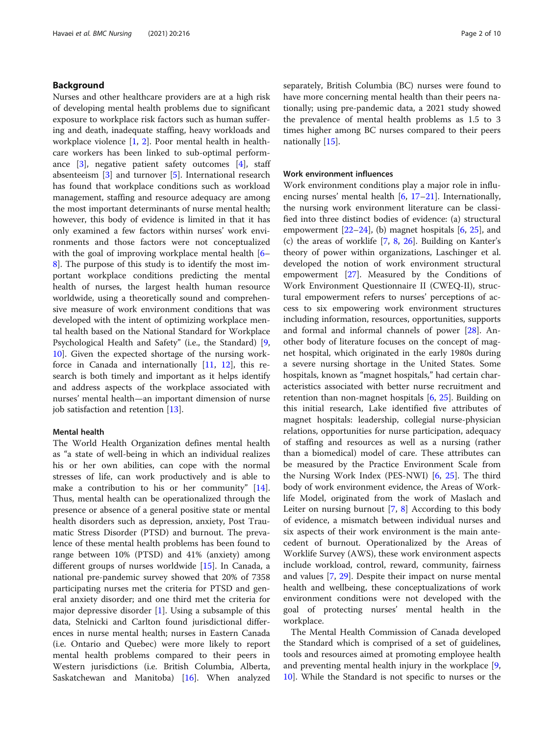## Background

Nurses and other healthcare providers are at a high risk of developing mental health problems due to significant exposure to workplace risk factors such as human suffering and death, inadequate staffing, heavy workloads and workplace violence [1, 2]. Poor mental health in healthcare workers has been linked to sub-optimal performance [3], negative patient safety outcomes [4], staff absenteeism [3] and turnover [5]. International research has found that workplace conditions such as workload management, staffing and resource adequacy are among the most important determinants of nurse mental health; however, this body of evidence is limited in that it has only examined a few factors within nurses' work environments and those factors were not conceptualized with the goal of improving workplace mental health [6–8]. The purpose of this study is to identify the most important workplace conditions predicting the mental health of nurses, the largest health human resource worldwide, using a theoretically sound and comprehensive measure of work environment conditions that was developed with the intent of optimizing workplace mental health based on the National Standard for Workplace Psychological Health and Safety" (i.e., the Standard) [9, 10]. Given the expected shortage of the nursing workforce in Canada and internationally [11, 12], this research is both timely and important as it helps identify and address aspects of the workplace associated with nurses' mental health—an important dimension of nurse job satisfaction and retention [13].

### Mental health

The World Health Organization defines mental health as "a state of well-being in which an individual realizes his or her own abilities, can cope with the normal stresses of life, can work productively and is able to make a contribution to his or her community" [14]. Thus, mental health can be operationalized through the presence or absence of a general positive state or mental health disorders such as depression, anxiety, Post Traumatic Stress Disorder (PTSD) and burnout. The prevalence of these mental health problems has been found to range between 10% (PTSD) and 41% (anxiety) among different groups of nurses worldwide [15]. In Canada, a national pre-pandemic survey showed that 20% of 7358 participating nurses met the criteria for PTSD and general anxiety disorder; and one third met the criteria for major depressive disorder [1]. Using a subsample of this data, Stelnicki and Carlton found jurisdictional differences in nurse mental health; nurses in Eastern Canada (i.e. Ontario and Quebec) were more likely to report mental health problems compared to their peers in Western jurisdictions (i.e. British Columbia, Alberta, Saskatchewan and Manitoba) [16]. When analyzed separately, British Columbia (BC) nurses were found to have more concerning mental health than their peers nationally; using pre-pandemic data, a 2021 study showed the prevalence of mental health problems as 1.5 to 3 times higher among BC nurses compared to their peers nationally [15].

### Work environment influences

Work environment conditions play a major role in influencing nurses' mental health [6, 17–21]. Internationally, the nursing work environment literature can be classified into three distinct bodies of evidence: (a) structural empowerment [22–24], (b) magnet hospitals [6, 25], and (c) the areas of worklife [7, 8, 26]. Building on Kanter's theory of power within organizations, Laschinger et al. developed the notion of work environment structural empowerment [27]. Measured by the Conditions of Work Environment Questionnaire II (CWEQ-II), structural empowerment refers to nurses' perceptions of access to six empowering work environment structures including information, resources, opportunities, supports and formal and informal channels of power [28]. Another body of literature focuses on the concept of magnet hospital, which originated in the early 1980s during a severe nursing shortage in the United States. Some hospitals, known as "magnet hospitals," had certain characteristics associated with better nurse recruitment and retention than non-magnet hospitals [6, 25]. Building on this initial research, Lake identified five attributes of magnet hospitals: leadership, collegial nurse-physician relations, opportunities for nurse participation, adequacy of staffing and resources as well as a nursing (rather than a biomedical) model of care. These attributes can be measured by the Practice Environment Scale from the Nursing Work Index (PES-NWI) [6, 25]. The third body of work environment evidence, the Areas of Worklife Model, originated from the work of Maslach and Leiter on nursing burnout [7, 8] According to this body of evidence, a mismatch between individual nurses and six aspects of their work environment is the main antecedent of burnout. Operationalized by the Areas of Worklife Survey (AWS), these work environment aspects include workload, control, reward, community, fairness and values [7, 29]. Despite their impact on nurse mental health and wellbeing, these conceptualizations of work environment conditions were not developed with the goal of protecting nurses' mental health in the workplace.

The Mental Health Commission of Canada developed the Standard which is comprised of a set of guidelines, tools and resources aimed at promoting employee health and preventing mental health injury in the workplace [9, 10]. While the Standard is not specific to nurses or the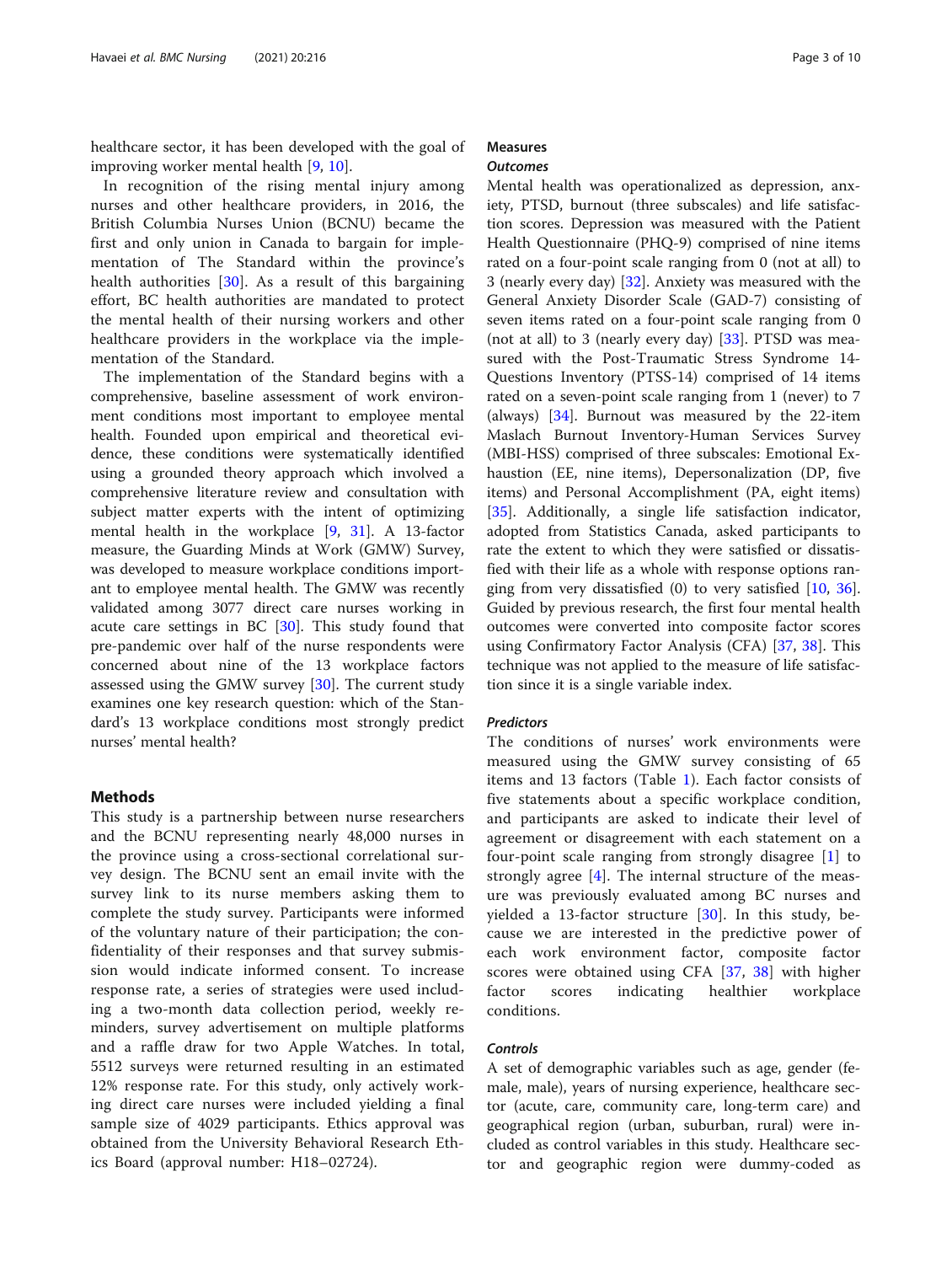healthcare sector, it has been developed with the goal of improving worker mental health [9, 10].

In recognition of the rising mental injury among nurses and other healthcare providers, in 2016, the British Columbia Nurses Union (BCNU) became the first and only union in Canada to bargain for implementation of The Standard within the province's health authorities [30]. As a result of this bargaining effort, BC health authorities are mandated to protect the mental health of their nursing workers and other healthcare providers in the workplace via the implementation of the Standard.

The implementation of the Standard begins with a comprehensive, baseline assessment of work environment conditions most important to employee mental health. Founded upon empirical and theoretical evidence, these conditions were systematically identified using a grounded theory approach which involved a comprehensive literature review and consultation with subject matter experts with the intent of optimizing mental health in the workplace [9, 31]. A 13-factor measure, the Guarding Minds at Work (GMW) Survey, was developed to measure workplace conditions important to employee mental health. The GMW was recently validated among 3077 direct care nurses working in acute care settings in BC [30]. This study found that pre-pandemic over half of the nurse respondents were concerned about nine of the 13 workplace factors assessed using the GMW survey [30]. The current study examines one key research question: which of the Standard's 13 workplace conditions most strongly predict nurses' mental health?

## Methods

This study is a partnership between nurse researchers and the BCNU representing nearly 48,000 nurses in the province using a cross-sectional correlational survey design. The BCNU sent an email invite with the survey link to its nurse members asking them to complete the study survey. Participants were informed of the voluntary nature of their participation; the confidentiality of their responses and that survey submission would indicate informed consent. To increase response rate, a series of strategies were used including a two-month data collection period, weekly reminders, survey advertisement on multiple platforms and a raffle draw for two Apple Watches. In total, 5512 surveys were returned resulting in an estimated 12% response rate. For this study, only actively working direct care nurses were included yielding a final sample size of 4029 participants. Ethics approval was obtained from the University Behavioral Research Ethics Board (approval number: H18–02724).

### Measures

#### *Outcomes*

Mental health was operationalized as depression, anxiety, PTSD, burnout (three subscales) and life satisfaction scores. Depression was measured with the Patient Health Questionnaire (PHQ-9) comprised of nine items rated on a four-point scale ranging from 0 (not at all) to 3 (nearly every day) [32]. Anxiety was measured with the General Anxiety Disorder Scale (GAD-7) consisting of seven items rated on a four-point scale ranging from 0 (not at all) to 3 (nearly every day) [33]. PTSD was measured with the Post-Traumatic Stress Syndrome 14-Questions Inventory (PTSS-14) comprised of 14 items rated on a seven-point scale ranging from 1 (never) to 7 (always) [34]. Burnout was measured by the 22-item Maslach Burnout Inventory-Human Services Survey (MBI-HSS) comprised of three subscales: Emotional Exhaustion (EE, nine items), Depersonalization (DP, five items) and Personal Accomplishment (PA, eight items) [35]. Additionally, a single life satisfaction indicator, adopted from Statistics Canada, asked participants to rate the extent to which they were satisfied or dissatisfied with their life as a whole with response options ranging from very dissatisfied (0) to very satisfied [10, 36]. Guided by previous research, the first four mental health outcomes were converted into composite factor scores using Confirmatory Factor Analysis (CFA) [37, 38]. This technique was not applied to the measure of life satisfaction since it is a single variable index.

#### *Predictors*

The conditions of nurses' work environments were measured using the GMW survey consisting of 65 items and 13 factors (Table 1). Each factor consists of five statements about a specific workplace condition, and participants are asked to indicate their level of agreement or disagreement with each statement on a four-point scale ranging from strongly disagree [1] to strongly agree [4]. The internal structure of the measure was previously evaluated among BC nurses and yielded a 13-factor structure [30]. In this study, because we are interested in the predictive power of each work environment factor, composite factor scores were obtained using CFA [37, 38] with higher factor scores indicating healthier workplace conditions.

#### *Controls*

A set of demographic variables such as age, gender (female, male), years of nursing experience, healthcare sector (acute, care, community care, long-term care) and geographical region (urban, suburban, rural) were included as control variables in this study. Healthcare sector and geographic region were dummy-coded as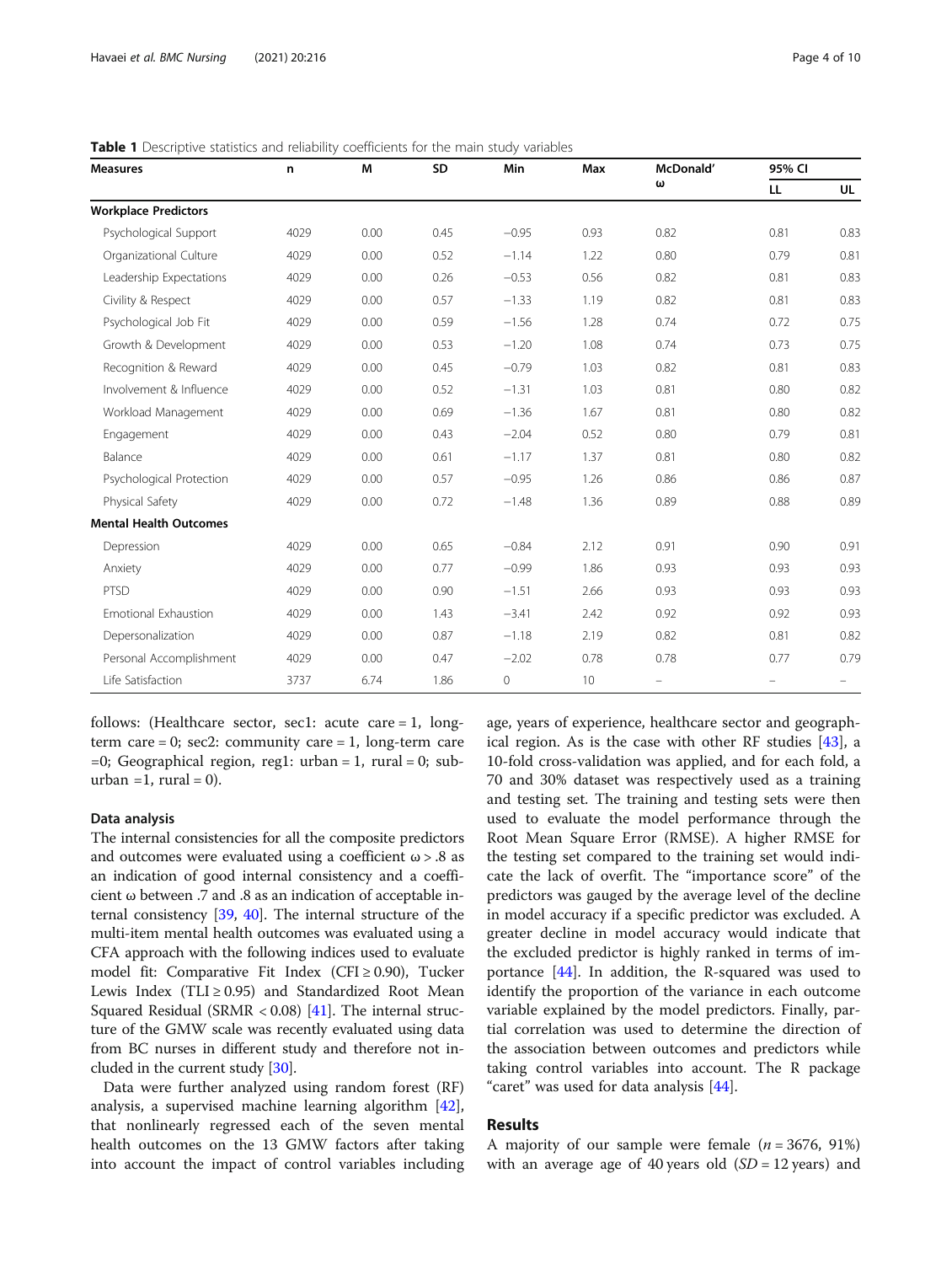**Table 1** Descriptive statistics and reliability coefficients for the main study variables

| Measures | n | M | SD | Min | Max | McDonald' ω | 95% CI | |
|---|---|---|---|---|---|---|---|---|
| | | | | | | | LL | UL |
| **Workplace Predictors** | | | | | | | | |
| Psychological Support | 4029 | 0.00 | 0.45 | −0.95 | 0.93 | 0.82 | 0.81 | 0.83 |
| Organizational Culture | 4029 | 0.00 | 0.52 | −1.14 | 1.22 | 0.80 | 0.79 | 0.81 |
| Leadership Expectations | 4029 | 0.00 | 0.26 | −0.53 | 0.56 | 0.82 | 0.81 | 0.83 |
| Civility & Respect | 4029 | 0.00 | 0.57 | −1.33 | 1.19 | 0.82 | 0.81 | 0.83 |
| Psychological Job Fit | 4029 | 0.00 | 0.59 | −1.56 | 1.28 | 0.74 | 0.72 | 0.75 |
| Growth & Development | 4029 | 0.00 | 0.53 | −1.20 | 1.08 | 0.74 | 0.73 | 0.75 |
| Recognition & Reward | 4029 | 0.00 | 0.45 | −0.79 | 1.03 | 0.82 | 0.81 | 0.83 |
| Involvement & Influence | 4029 | 0.00 | 0.52 | −1.31 | 1.03 | 0.81 | 0.80 | 0.82 |
| Workload Management | 4029 | 0.00 | 0.69 | −1.36 | 1.67 | 0.81 | 0.80 | 0.82 |
| Engagement | 4029 | 0.00 | 0.43 | −2.04 | 0.52 | 0.80 | 0.79 | 0.81 |
| Balance | 4029 | 0.00 | 0.61 | −1.17 | 1.37 | 0.81 | 0.80 | 0.82 |
| Psychological Protection | 4029 | 0.00 | 0.57 | −0.95 | 1.26 | 0.86 | 0.86 | 0.87 |
| Physical Safety | 4029 | 0.00 | 0.72 | −1.48 | 1.36 | 0.89 | 0.88 | 0.89 |
| **Mental Health Outcomes** | | | | | | | | |
| Depression | 4029 | 0.00 | 0.65 | −0.84 | 2.12 | 0.91 | 0.90 | 0.91 |
| Anxiety | 4029 | 0.00 | 0.77 | −0.99 | 1.86 | 0.93 | 0.93 | 0.93 |
| PTSD | 4029 | 0.00 | 0.90 | −1.51 | 2.66 | 0.93 | 0.93 | 0.93 |
| Emotional Exhaustion | 4029 | 0.00 | 1.43 | −3.41 | 2.42 | 0.92 | 0.92 | 0.93 |
| Depersonalization | 4029 | 0.00 | 0.87 | −1.18 | 2.19 | 0.82 | 0.81 | 0.82 |
| Personal Accomplishment | 4029 | 0.00 | 0.47 | −2.02 | 0.78 | 0.78 | 0.77 | 0.79 |
| Life Satisfaction | 3737 | 6.74 | 1.86 | 0 | 10 | – | – | – |

follows: (Healthcare sector, sec1: acute care = 1, long-term care = 0; sec2: community care = 1, long-term care =0; Geographical region, reg1: urban = 1, rural = 0; sub-urban =1, rural = 0).

### Data analysis

The internal consistencies for all the composite predictors and outcomes were evaluated using a coefficient ω > .8 as an indication of good internal consistency and a coefficient ω between .7 and .8 as an indication of acceptable internal consistency [39, 40]. The internal structure of the multi-item mental health outcomes was evaluated using a CFA approach with the following indices used to evaluate model fit: Comparative Fit Index (CFI ≥ 0.90), Tucker Lewis Index (TLI ≥ 0.95) and Standardized Root Mean Squared Residual (SRMR < 0.08) [41]. The internal structure of the GMW scale was recently evaluated using data from BC nurses in different study and therefore not included in the current study [30].

Data were further analyzed using random forest (RF) analysis, a supervised machine learning algorithm [42], that nonlinearly regressed each of the seven mental health outcomes on the 13 GMW factors after taking into account the impact of control variables including age, years of experience, healthcare sector and geographical region. As is the case with other RF studies [43], a 10-fold cross-validation was applied, and for each fold, a 70 and 30% dataset was respectively used as a training and testing set. The training and testing sets were then used to evaluate the model performance through the Root Mean Square Error (RMSE). A higher RMSE for the testing set compared to the training set would indicate the lack of overfit. The "importance score" of the predictors was gauged by the average level of the decline in model accuracy if a specific predictor was excluded. A greater decline in model accuracy would indicate that the excluded predictor is highly ranked in terms of importance [44]. In addition, the R-squared was used to identify the proportion of the variance in each outcome variable explained by the model predictors. Finally, partial correlation was used to determine the direction of the association between outcomes and predictors while taking control variables into account. The R package "caret" was used for data analysis [44].

## Results

A majority of our sample were female (*n* = 3676, 91%) with an average age of 40 years old (*SD* = 12 years) and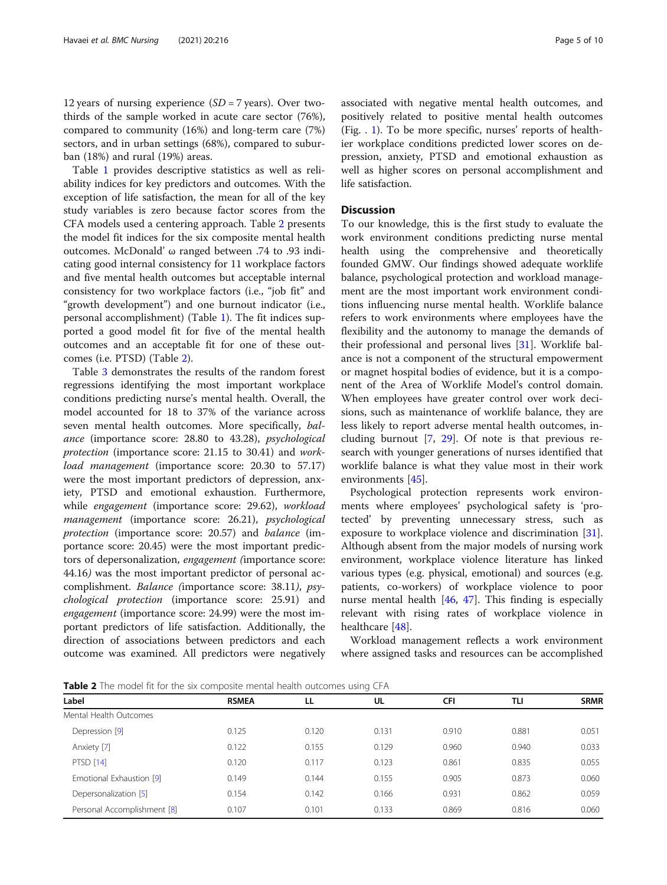12 years of nursing experience ($SD = 7$ years). Over two-thirds of the sample worked in acute care sector (76%), compared to community (16%) and long-term care (7%) sectors, and in urban settings (68%), compared to suburban (18%) and rural (19%) areas.

Table 1 provides descriptive statistics as well as reliability indices for key predictors and outcomes. With the exception of life satisfaction, the mean for all of the key study variables is zero because factor scores from the CFA models used a centering approach. Table 2 presents the model fit indices for the six composite mental health outcomes. McDonald' ω ranged between .74 to .93 indicating good internal consistency for 11 workplace factors and five mental health outcomes but acceptable internal consistency for two workplace factors (i.e., "job fit" and "growth development") and one burnout indicator (i.e., personal accomplishment) (Table 1). The fit indices supported a good model fit for five of the mental health outcomes and an acceptable fit for one of these outcomes (i.e. PTSD) (Table 2).

Table 3 demonstrates the results of the random forest regressions identifying the most important workplace conditions predicting nurse's mental health. Overall, the model accounted for 18 to 37% of the variance across seven mental health outcomes. More specifically, *balance* (importance score: 28.80 to 43.28), *psychological protection* (importance score: 21.15 to 30.41) and *workload management* (importance score: 20.30 to 57.17) were the most important predictors of depression, anxiety, PTSD and emotional exhaustion. Furthermore, while *engagement* (importance score: 29.62), *workload management* (importance score: 26.21), *psychological protection* (importance score: 20.57) and *balance* (importance score: 20.45) were the most important predictors of depersonalization, *engagement (*importance score: 44.16*)* was the most important predictor of personal accomplishment. *Balance (*importance score: 38.11*)*, *psychological protection* (importance score: 25.91) and *engagement* (importance score: 24.99) were the most important predictors of life satisfaction. Additionally, the direction of associations between predictors and each outcome was examined. All predictors were negatively associated with negative mental health outcomes, and positively related to positive mental health outcomes (Fig. . 1). To be more specific, nurses' reports of healthier workplace conditions predicted lower scores on depression, anxiety, PTSD and emotional exhaustion as well as higher scores on personal accomplishment and life satisfaction.

## Discussion

To our knowledge, this is the first study to evaluate the work environment conditions predicting nurse mental health using the comprehensive and theoretically founded GMW. Our findings showed adequate worklife balance, psychological protection and workload management are the most important work environment conditions influencing nurse mental health. Worklife balance refers to work environments where employees have the flexibility and the autonomy to manage the demands of their professional and personal lives [31]. Worklife balance is not a component of the structural empowerment or magnet hospital bodies of evidence, but it is a component of the Area of Worklife Model's control domain. When employees have greater control over work decisions, such as maintenance of worklife balance, they are less likely to report adverse mental health outcomes, including burnout [7, 29]. Of note is that previous research with younger generations of nurses identified that worklife balance is what they value most in their work environments [45].

Psychological protection represents work environments where employees' psychological safety is 'protected' by preventing unnecessary stress, such as exposure to workplace violence and discrimination [31]. Although absent from the major models of nursing work environment, workplace violence literature has linked various types (e.g. physical, emotional) and sources (e.g. patients, co-workers) of workplace violence to poor nurse mental health [46, 47]. This finding is especially relevant with rising rates of workplace violence in healthcare [48].

Workload management reflects a work environment where assigned tasks and resources can be accomplished

**Table 2** The model fit for the six composite mental health outcomes using CFA

| Label | RSMEA | LL | UL | CFI | TLI | SRMR |
|---|---|---|---|---|---|---|
| Mental Health Outcomes | | | | | | |
| Depression [9] | 0.125 | 0.120 | 0.131 | 0.910 | 0.881 | 0.051 |
| Anxiety [7] | 0.122 | 0.155 | 0.129 | 0.960 | 0.940 | 0.033 |
| PTSD [14] | 0.120 | 0.117 | 0.123 | 0.861 | 0.835 | 0.055 |
| Emotional Exhaustion [9] | 0.149 | 0.144 | 0.155 | 0.905 | 0.873 | 0.060 |
| Depersonalization [5] | 0.154 | 0.142 | 0.166 | 0.931 | 0.862 | 0.059 |
| Personal Accomplishment [8] | 0.107 | 0.101 | 0.133 | 0.869 | 0.816 | 0.060 |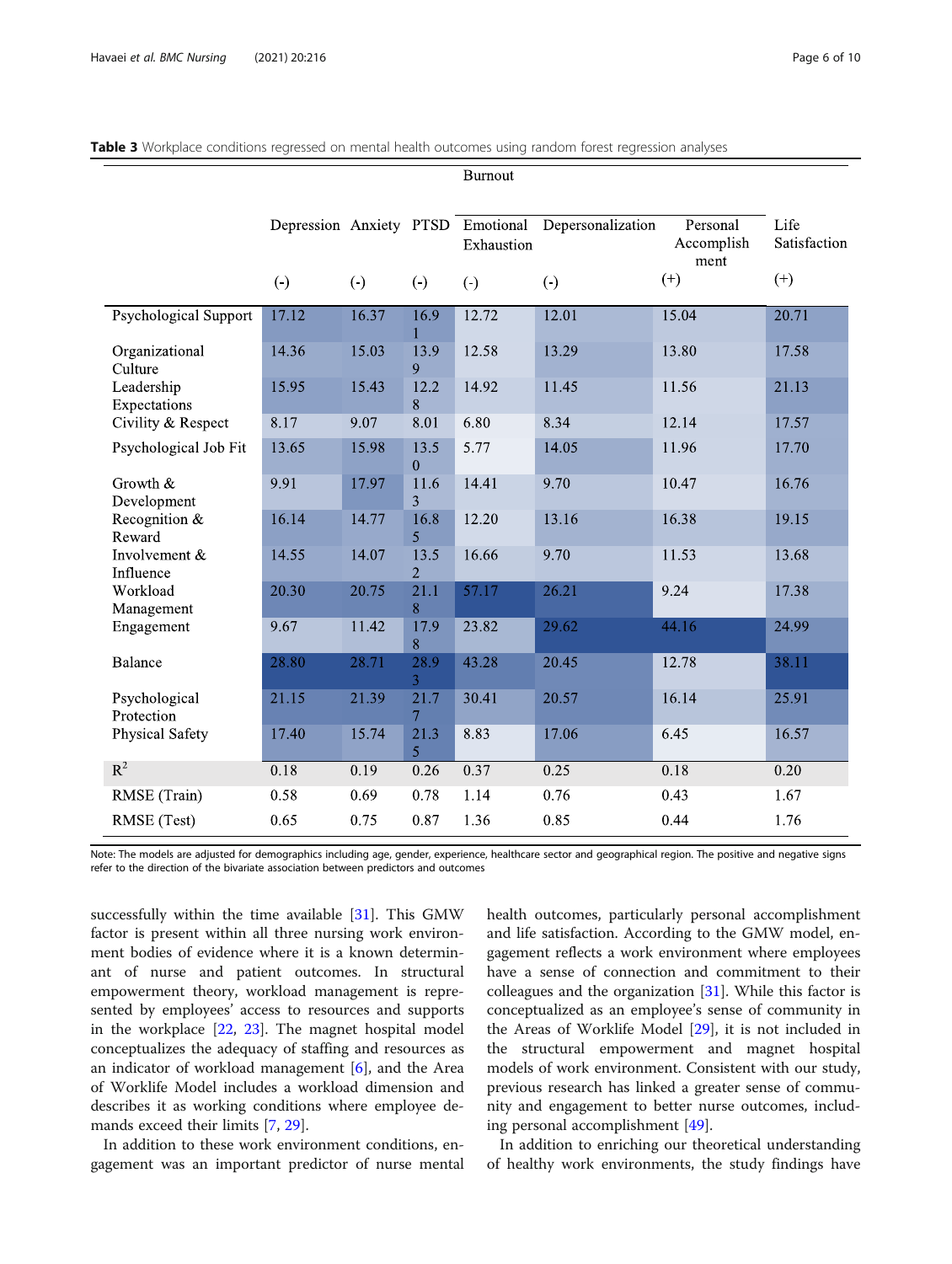**Table 3** Workplace conditions regressed on mental health outcomes using random forest regression analyses

| | Depression | Anxiety | PTSD | Burnout | | | Life Satisfaction |
|---|---|---|---|---|---|---|---|
| | | | | Emotional Exhaustion | Depersonalization | Personal Accomplishment | |
| | (-) | (-) | (-) | (-) | (-) | (+) | (+) |
| Psychological Support | 17.12 | 16.37 | 16.91 | 12.72 | 12.01 | 15.04 | 20.71 |
| Organizational Culture | 14.36 | 15.03 | 13.99 | 12.58 | 13.29 | 13.80 | 17.58 |
| Leadership Expectations | 15.95 | 15.43 | 12.28 | 14.92 | 11.45 | 11.56 | 21.13 |
| Civility & Respect | 8.17 | 9.07 | 8.01 | 6.80 | 8.34 | 12.14 | 17.57 |
| Psychological Job Fit | 13.65 | 15.98 | 13.50 | 5.77 | 14.05 | 11.96 | 17.70 |
| Growth & Development | 9.91 | 17.97 | 11.63 | 14.41 | 9.70 | 10.47 | 16.76 |
| Recognition & Reward | 16.14 | 14.77 | 16.85 | 12.20 | 13.16 | 16.38 | 19.15 |
| Involvement & Influence | 14.55 | 14.07 | 13.52 | 16.66 | 9.70 | 11.53 | 13.68 |
| Workload Management | 20.30 | 20.75 | 21.18 | 57.17 | 26.21 | 9.24 | 17.38 |
| Engagement | 9.67 | 11.42 | 17.98 | 23.82 | 29.62 | 44.16 | 24.99 |
| Balance | 28.80 | 28.71 | 28.93 | 43.28 | 20.45 | 12.78 | 38.11 |
| Psychological Protection | 21.15 | 21.39 | 21.77 | 30.41 | 20.57 | 16.14 | 25.91 |
| Physical Safety | 17.40 | 15.74 | 21.35 | 8.83 | 17.06 | 6.45 | 16.57 |
| $R^2$ | 0.18 | 0.19 | 0.26 | 0.37 | 0.25 | 0.18 | 0.20 |
| RMSE (Train) | 0.58 | 0.69 | 0.78 | 1.14 | 0.76 | 0.43 | 1.67 |
| RMSE (Test) | 0.65 | 0.75 | 0.87 | 1.36 | 0.85 | 0.44 | 1.76 |

Note: The models are adjusted for demographics including age, gender, experience, healthcare sector and geographical region. The positive and negative signs refer to the direction of the bivariate association between predictors and outcomes

successfully within the time available [31]. This GMW factor is present within all three nursing work environment bodies of evidence where it is a known determinant of nurse and patient outcomes. In structural empowerment theory, workload management is represented by employees' access to resources and supports in the workplace [22, 23]. The magnet hospital model conceptualizes the adequacy of staffing and resources as an indicator of workload management [6], and the Area of Worklife Model includes a workload dimension and describes it as working conditions where employee demands exceed their limits [7, 29].

In addition to these work environment conditions, engagement was an important predictor of nurse mental health outcomes, particularly personal accomplishment and life satisfaction. According to the GMW model, engagement reflects a work environment where employees have a sense of connection and commitment to their colleagues and the organization [31]. While this factor is conceptualized as an employee's sense of community in the Areas of Worklife Model [29], it is not included in the structural empowerment and magnet hospital models of work environment. Consistent with our study, previous research has linked a greater sense of community and engagement to better nurse outcomes, including personal accomplishment [49].

In addition to enriching our theoretical understanding of healthy work environments, the study findings have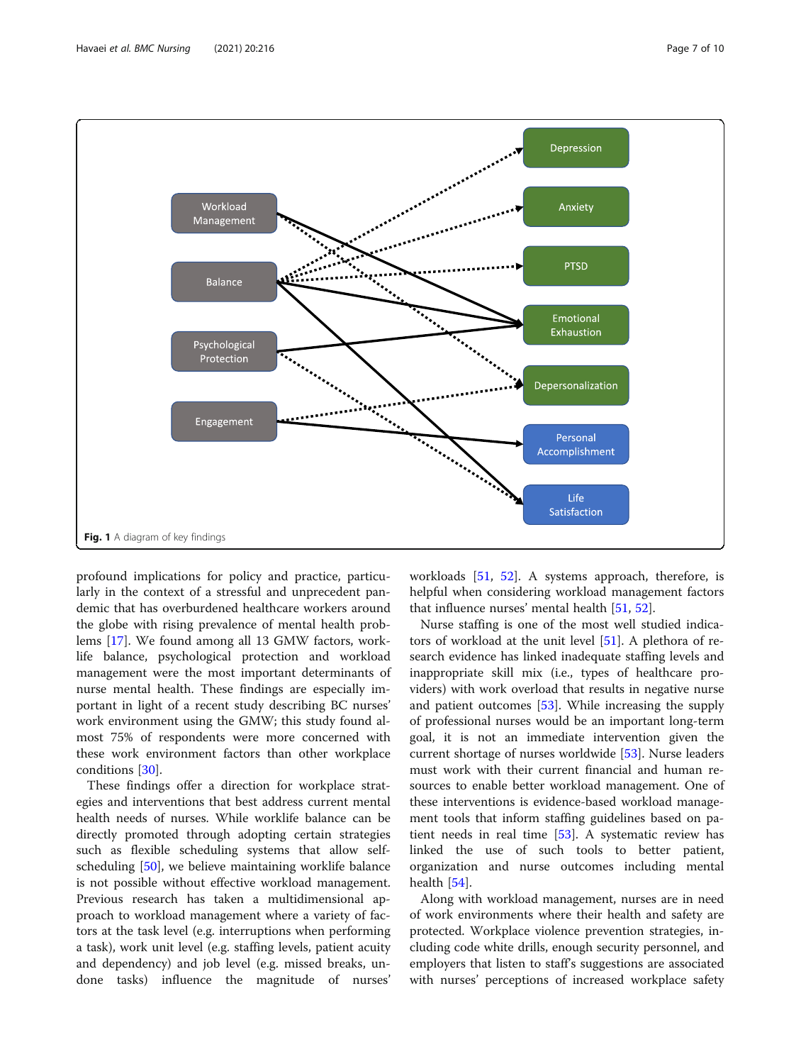Fig. 1 A diagram of key findings

profound implications for policy and practice, particularly in the context of a stressful and unprecedent pandemic that has overburdened healthcare workers around the globe with rising prevalence of mental health problems [17]. We found among all 13 GMW factors, worklife balance, psychological protection and workload management were the most important determinants of nurse mental health. These findings are especially important in light of a recent study describing BC nurses' work environment using the GMW; this study found almost 75% of respondents were more concerned with these work environment factors than other workplace conditions [30].

These findings offer a direction for workplace strategies and interventions that best address current mental health needs of nurses. While worklife balance can be directly promoted through adopting certain strategies such as flexible scheduling systems that allow self-scheduling [50], we believe maintaining worklife balance is not possible without effective workload management. Previous research has taken a multidimensional approach to workload management where a variety of factors at the task level (e.g. interruptions when performing a task), work unit level (e.g. staffing levels, patient acuity and dependency) and job level (e.g. missed breaks, undone tasks) influence the magnitude of nurses' workloads [51, 52]. A systems approach, therefore, is helpful when considering workload management factors that influence nurses' mental health [51, 52].

Nurse staffing is one of the most well studied indicators of workload at the unit level [51]. A plethora of research evidence has linked inadequate staffing levels and inappropriate skill mix (i.e., types of healthcare providers) with work overload that results in negative nurse and patient outcomes [53]. While increasing the supply of professional nurses would be an important long-term goal, it is not an immediate intervention given the current shortage of nurses worldwide [53]. Nurse leaders must work with their current financial and human resources to enable better workload management. One of these interventions is evidence-based workload management tools that inform staffing guidelines based on patient needs in real time [53]. A systematic review has linked the use of such tools to better patient, organization and nurse outcomes including mental health [54].

Along with workload management, nurses are in need of work environments where their health and safety are protected. Workplace violence prevention strategies, including code white drills, enough security personnel, and employers that listen to staff's suggestions are associated with nurses' perceptions of increased workplace safety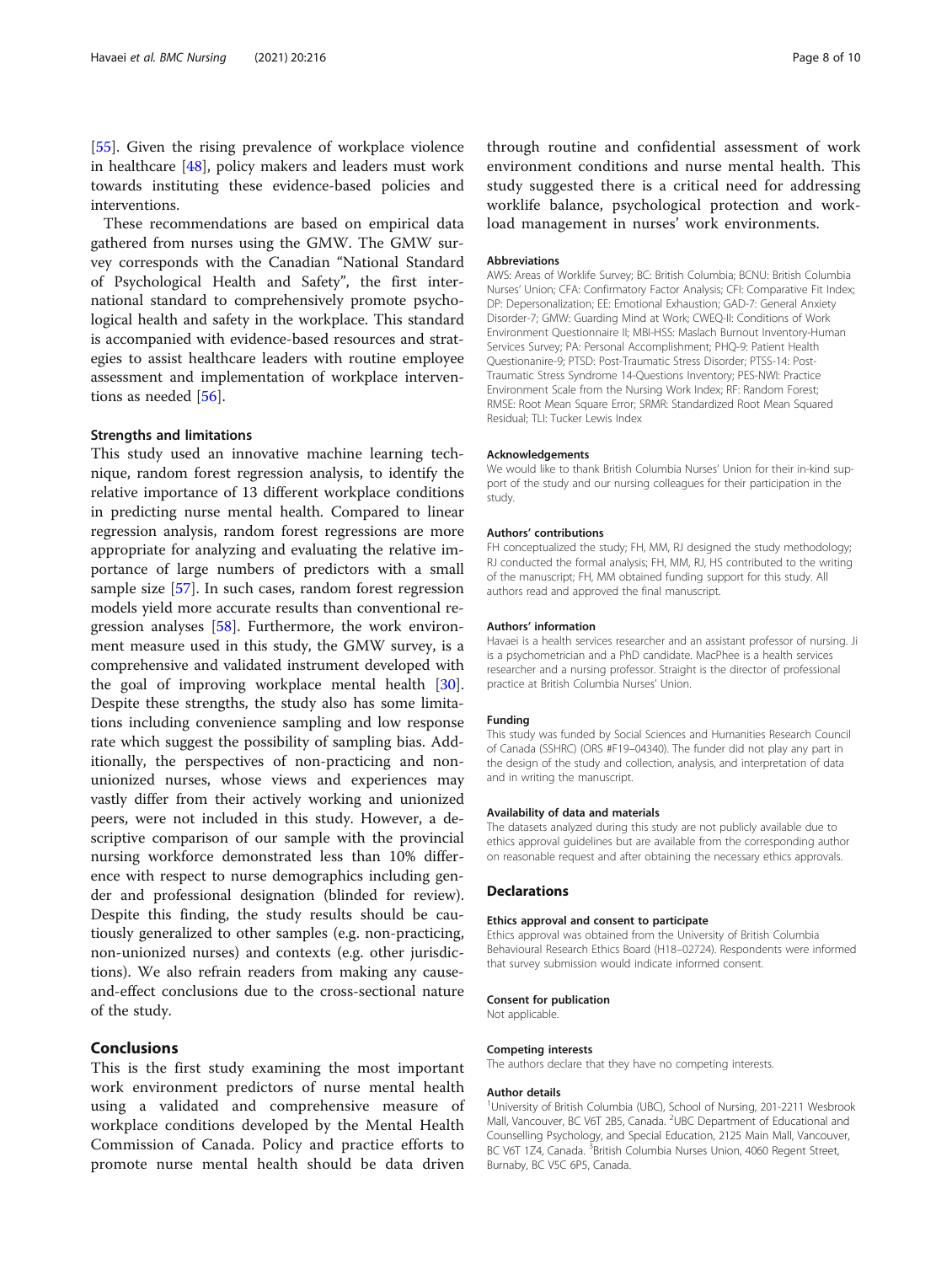[55]. Given the rising prevalence of workplace violence in healthcare [48], policy makers and leaders must work towards instituting these evidence-based policies and interventions.

These recommendations are based on empirical data gathered from nurses using the GMW. The GMW survey corresponds with the Canadian "National Standard of Psychological Health and Safety", the first international standard to comprehensively promote psychological health and safety in the workplace. This standard is accompanied with evidence-based resources and strategies to assist healthcare leaders with routine employee assessment and implementation of workplace interventions as needed [56].

### Strengths and limitations

This study used an innovative machine learning technique, random forest regression analysis, to identify the relative importance of 13 different workplace conditions in predicting nurse mental health. Compared to linear regression analysis, random forest regressions are more appropriate for analyzing and evaluating the relative importance of large numbers of predictors with a small sample size [57]. In such cases, random forest regression models yield more accurate results than conventional regression analyses [58]. Furthermore, the work environment measure used in this study, the GMW survey, is a comprehensive and validated instrument developed with the goal of improving workplace mental health [30]. Despite these strengths, the study also has some limitations including convenience sampling and low response rate which suggest the possibility of sampling bias. Additionally, the perspectives of non-practicing and non-unionized nurses, whose views and experiences may vastly differ from their actively working and unionized peers, were not included in this study. However, a descriptive comparison of our sample with the provincial nursing workforce demonstrated less than 10% difference with respect to nurse demographics including gender and professional designation (blinded for review). Despite this finding, the study results should be cautiously generalized to other samples (e.g. non-practicing, non-unionized nurses) and contexts (e.g. other jurisdictions). We also refrain readers from making any cause-and-effect conclusions due to the cross-sectional nature of the study.

## Conclusions

This is the first study examining the most important work environment predictors of nurse mental health using a validated and comprehensive measure of workplace conditions developed by the Mental Health Commission of Canada. Policy and practice efforts to promote nurse mental health should be data driven through routine and confidential assessment of work environment conditions and nurse mental health. This study suggested there is a critical need for addressing worklife balance, psychological protection and workload management in nurses' work environments.

#### Abbreviations

AWS: Areas of Worklife Survey; BC: British Columbia; BCNU: British Columbia Nurses' Union; CFA: Confirmatory Factor Analysis; CFI: Comparative Fit Index; DP: Depersonalization; EE: Emotional Exhaustion; GAD-7: General Anxiety Disorder-7; GMW: Guarding Mind at Work; CWEQ-II: Conditions of Work Environment Questionnaire II; MBI-HSS: Maslach Burnout Inventory-Human Services Survey; PA: Personal Accomplishment; PHQ-9: Patient Health Questionanire-9; PTSD: Post-Traumatic Stress Disorder; PTSS-14: Post-Traumatic Stress Syndrome 14-Questions Inventory; PES-NWI: Practice Environment Scale from the Nursing Work Index; RF: Random Forest; RMSE: Root Mean Square Error; SRMR: Standardized Root Mean Squared Residual; TLI: Tucker Lewis Index

#### Acknowledgements

We would like to thank British Columbia Nurses' Union for their in-kind support of the study and our nursing colleagues for their participation in the study.

#### Authors' contributions

FH conceptualized the study; FH, MM, RJ designed the study methodology; RJ conducted the formal analysis; FH, MM, RJ, HS contributed to the writing of the manuscript; FH, MM obtained funding support for this study. All authors read and approved the final manuscript.

#### Authors' information

Havaei is a health services researcher and an assistant professor of nursing. Ji is a psychometrician and a PhD candidate. MacPhee is a health services researcher and a nursing professor. Straight is the director of professional practice at British Columbia Nurses' Union.

#### Funding

This study was funded by Social Sciences and Humanities Research Council of Canada (SSHRC) (ORS #F19–04340). The funder did not play any part in the design of the study and collection, analysis, and interpretation of data and in writing the manuscript.

#### Availability of data and materials

The datasets analyzed during this study are not publicly available due to ethics approval guidelines but are available from the corresponding author on reasonable request and after obtaining the necessary ethics approvals.

### Declarations

#### Ethics approval and consent to participate

Ethics approval was obtained from the University of British Columbia Behavioural Research Ethics Board (H18–02724). Respondents were informed that survey submission would indicate informed consent.

#### Consent for publication

Not applicable.

#### Competing interests

The authors declare that they have no competing interests.

#### Author details

[1]University of British Columbia (UBC), School of Nursing, 201-2211 Wesbrook Mall, Vancouver, BC V6T 2B5, Canada. [2]UBC Department of Educational and Counselling Psychology, and Special Education, 2125 Main Mall, Vancouver, BC V6T 1Z4, Canada. [3]British Columbia Nurses Union, 4060 Regent Street, Burnaby, BC V5C 6P5, Canada.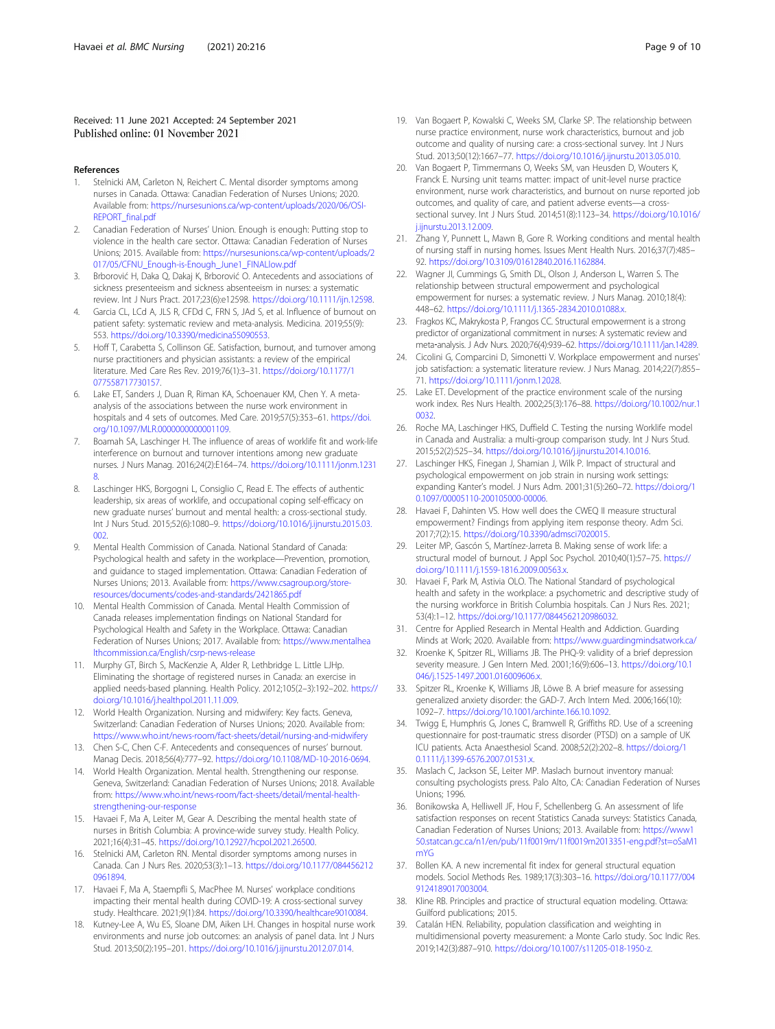Received: 11 June 2021 Accepted: 24 September 2021
Published online: 01 November 2021

## References

1. Stelnicki AM, Carleton N, Reichert C. Mental disorder symptoms among nurses in Canada. Ottawa: Canadian Federation of Nurses Unions; 2020. Available from: https://nursesunions.ca/wp-content/uploads/2020/06/OSI-REPORT_final.pdf
2. Canadian Federation of Nurses' Union. Enough is enough: Putting stop to violence in the health care sector. Ottawa: Canadian Federation of Nurses Unions; 2015. Available from: https://nursesunions.ca/wp-content/uploads/2017/05/CFNU_Enough-is-Enough_June1_FINALlow.pdf
3. Brborović H, Daka Q, Dakaj K, Brborović O. Antecedents and associations of sickness presenteeism and sickness absenteeism in nurses: a systematic review. Int J Nurs Pract. 2017;23(6):e12598. https://doi.org/10.1111/ijn.12598.
4. Garcia CL, LCd A, JLS R, CFDd C, FRN S, JAd S, et al. Influence of burnout on patient safety: systematic review and meta-analysis. Medicina. 2019;55(9):553. https://doi.org/10.3390/medicina55090553.
5. Hoff T, Carabetta S, Collinson GE. Satisfaction, burnout, and turnover among nurse practitioners and physician assistants: a review of the empirical literature. Med Care Res Rev. 2019;76(1):3–31. https://doi.org/10.1177/1077558717730157.
6. Lake ET, Sanders J, Duan R, Riman KA, Schoenauer KM, Chen Y. A meta-analysis of the associations between the nurse work environment in hospitals and 4 sets of outcomes. Med Care. 2019;57(5):353–61. https://doi.org/10.1097/MLR.0000000000001109.
7. Boamah SA, Laschinger H. The influence of areas of worklife fit and work-life interference on burnout and turnover intentions among new graduate nurses. J Nurs Manag. 2016;24(2):E164–74. https://doi.org/10.1111/jonm.12318.
8. Laschinger HKS, Borgogni L, Consiglio C, Read E. The effects of authentic leadership, six areas of worklife, and occupational coping self-efficacy on new graduate nurses' burnout and mental health: a cross-sectional study. Int J Nurs Stud. 2015;52(6):1080–9. https://doi.org/10.1016/j.ijnurstu.2015.03.002.
9. Mental Health Commission of Canada. National Standard of Canada: Psychological health and safety in the workplace—Prevention, promotion, and guidance to staged implementation. Ottawa: Canadian Federation of Nurses Unions; 2013. Available from: https://www.csagroup.org/store-resources/documents/codes-and-standards/2421865.pdf
10. Mental Health Commission of Canada. Mental Health Commission of Canada releases implementation findings on National Standard for Psychological Health and Safety in the Workplace. Ottawa: Canadian Federation of Nurses Unions; 2017. Available from: https://www.mentalhealthcommission.ca/English/csrp-news-release
11. Murphy GT, Birch S, MacKenzie A, Alder R, Lethbridge L. Little LJHp. Eliminating the shortage of registered nurses in Canada: an exercise in applied needs-based planning. Health Policy. 2012;105(2–3):192–202. https://doi.org/10.1016/j.healthpol.2011.11.009.
12. World Health Organization. Nursing and midwifery: Key facts. Geneva, Switzerland: Canadian Federation of Nurses Unions; 2020. Available from: https://www.who.int/news-room/fact-sheets/detail/nursing-and-midwifery
13. Chen S-C, Chen C-F. Antecedents and consequences of nurses' burnout. Manag Decis. 2018;56(4):777–92. https://doi.org/10.1108/MD-10-2016-0694.
14. World Health Organization. Mental health. Strengthening our response. Geneva, Switzerland: Canadian Federation of Nurses Unions; 2018. Available from: https://www.who.int/news-room/fact-sheets/detail/mental-health-strengthening-our-response
15. Havaei F, Ma A, Leiter M, Gear A. Describing the mental health state of nurses in British Columbia: A province-wide survey study. Health Policy. 2021;16(4):31–45. https://doi.org/10.12927/hcpol.2021.26500.
16. Stelnicki AM, Carleton RN. Mental disorder symptoms among nurses in Canada. Can J Nurs Res. 2020;53(3):1–13. https://doi.org/10.1177/0844562120961894.
17. Havaei F, Ma A, Staempfli S, MacPhee M. Nurses' workplace conditions impacting their mental health during COVID-19: A cross-sectional survey study. Healthcare. 2021;9(1):84. https://doi.org/10.3390/healthcare9010084.
18. Kutney-Lee A, Wu ES, Sloane DM, Aiken LH. Changes in hospital nurse work environments and nurse job outcomes: an analysis of panel data. Int J Nurs Stud. 2013;50(2):195–201. https://doi.org/10.1016/j.ijnurstu.2012.07.014.
19. Van Bogaert P, Kowalski C, Weeks SM, Clarke SP. The relationship between nurse practice environment, nurse work characteristics, burnout and job outcome and quality of nursing care: a cross-sectional survey. Int J Nurs Stud. 2013;50(12):1667–77. https://doi.org/10.1016/j.ijnurstu.2013.05.010.
20. Van Bogaert P, Timmermans O, Weeks SM, van Heusden D, Wouters K, Franck E. Nursing unit teams matter: impact of unit-level nurse practice environment, nurse work characteristics, and burnout on nurse reported job outcomes, and quality of care, and patient adverse events—a cross-sectional survey. Int J Nurs Stud. 2014;51(8):1123–34. https://doi.org/10.1016/j.ijnurstu.2013.12.009.
21. Zhang Y, Punnett L, Mawn B, Gore R. Working conditions and mental health of nursing staff in nursing homes. Issues Ment Health Nurs. 2016;37(7):485–92. https://doi.org/10.3109/01612840.2016.1162884.
22. Wagner JI, Cummings G, Smith DL, Olson J, Anderson L, Warren S. The relationship between structural empowerment and psychological empowerment for nurses: a systematic review. J Nurs Manag. 2010;18(4):448–62. https://doi.org/10.1111/j.1365-2834.2010.01088.x.
23. Fragkos KC, Makrykosta P, Frangos CC. Structural empowerment is a strong predictor of organizational commitment in nurses: A systematic review and meta-analysis. J Adv Nurs. 2020;76(4):939–62. https://doi.org/10.1111/jan.14289.
24. Cicolini G, Comparcini D, Simonetti V. Workplace empowerment and nurses' job satisfaction: a systematic literature review. J Nurs Manag. 2014;22(7):855–71. https://doi.org/10.1111/jonm.12028.
25. Lake ET. Development of the practice environment scale of the nursing work index. Res Nurs Health. 2002;25(3):176–88. https://doi.org/10.1002/nur.10032.
26. Roche MA, Laschinger HKS, Duffield C. Testing the nursing Worklife model in Canada and Australia: a multi-group comparison study. Int J Nurs Stud. 2015;52(2):525–34. https://doi.org/10.1016/j.ijnurstu.2014.10.016.
27. Laschinger HKS, Finegan J, Shamian J, Wilk P. Impact of structural and psychological empowerment on job strain in nursing work settings: expanding Kanter's model. J Nurs Adm. 2001;31(5):260–72. https://doi.org/10.1097/00005110-200105000-00006.
28. Havaei F, Dahinten VS. How well does the CWEQ II measure structural empowerment? Findings from applying item response theory. Adm Sci. 2017;7(2):15. https://doi.org/10.3390/admsci7020015.
29. Leiter MP, Gascón S, Martínez-Jarreta B. Making sense of work life: a structural model of burnout. J Appl Soc Psychol. 2010;40(1):57–75. https://doi.org/10.1111/j.1559-1816.2009.00563.x.
30. Havaei F, Park M, Astivia OLO. The National Standard of psychological health and safety in the workplace: a psychometric and descriptive study of the nursing workforce in British Columbia hospitals. Can J Nurs Res. 2021;53(4):1–12. https://doi.org/10.1177/0844562120986032.
31. Centre for Applied Research in Mental Health and Addiction. Guarding Minds at Work; 2020. Available from: https://www.guardingmindsatwork.ca/
32. Kroenke K, Spitzer RL, Williams JB. The PHQ-9: validity of a brief depression severity measure. J Gen Intern Med. 2001;16(9):606–13. https://doi.org/10.1046/j.1525-1497.2001.016009606.x.
33. Spitzer RL, Kroenke K, Williams JB, Löwe B. A brief measure for assessing generalized anxiety disorder: the GAD-7. Arch Intern Med. 2006;166(10):1092–7. https://doi.org/10.1001/archinte.166.10.1092.
34. Twigg E, Humphris G, Jones C, Bramwell R, Griffiths RD. Use of a screening questionnaire for post-traumatic stress disorder (PTSD) on a sample of UK ICU patients. Acta Anaesthesiol Scand. 2008;52(2):202–8. https://doi.org/10.1111/j.1399-6576.2007.01531.x.
35. Maslach C, Jackson SE, Leiter MP. Maslach burnout inventory manual: consulting psychologists press. Palo Alto, CA: Canadian Federation of Nurses Unions; 1996.
36. Bonikowska A, Helliwell JF, Hou F, Schellenberg G. An assessment of life satisfaction responses on recent Statistics Canada surveys: Statistics Canada, Canadian Federation of Nurses Unions; 2013. Available from: https://www150.statcan.gc.ca/n1/en/pub/11f0019m/11f0019m2013351-eng.pdf?st=oSaM1mYG
37. Bollen KA. A new incremental fit index for general structural equation models. Sociol Methods Res. 1989;17(3):303–16. https://doi.org/10.1177/0049124189017003004.
38. Kline RB. Principles and practice of structural equation modeling. Ottawa: Guilford publications; 2015.
39. Catalán HEN. Reliability, population classification and weighting in multidimensional poverty measurement: a Monte Carlo study. Soc Indic Res. 2019;142(3):887–910. https://doi.org/10.1007/s11205-018-1950-z.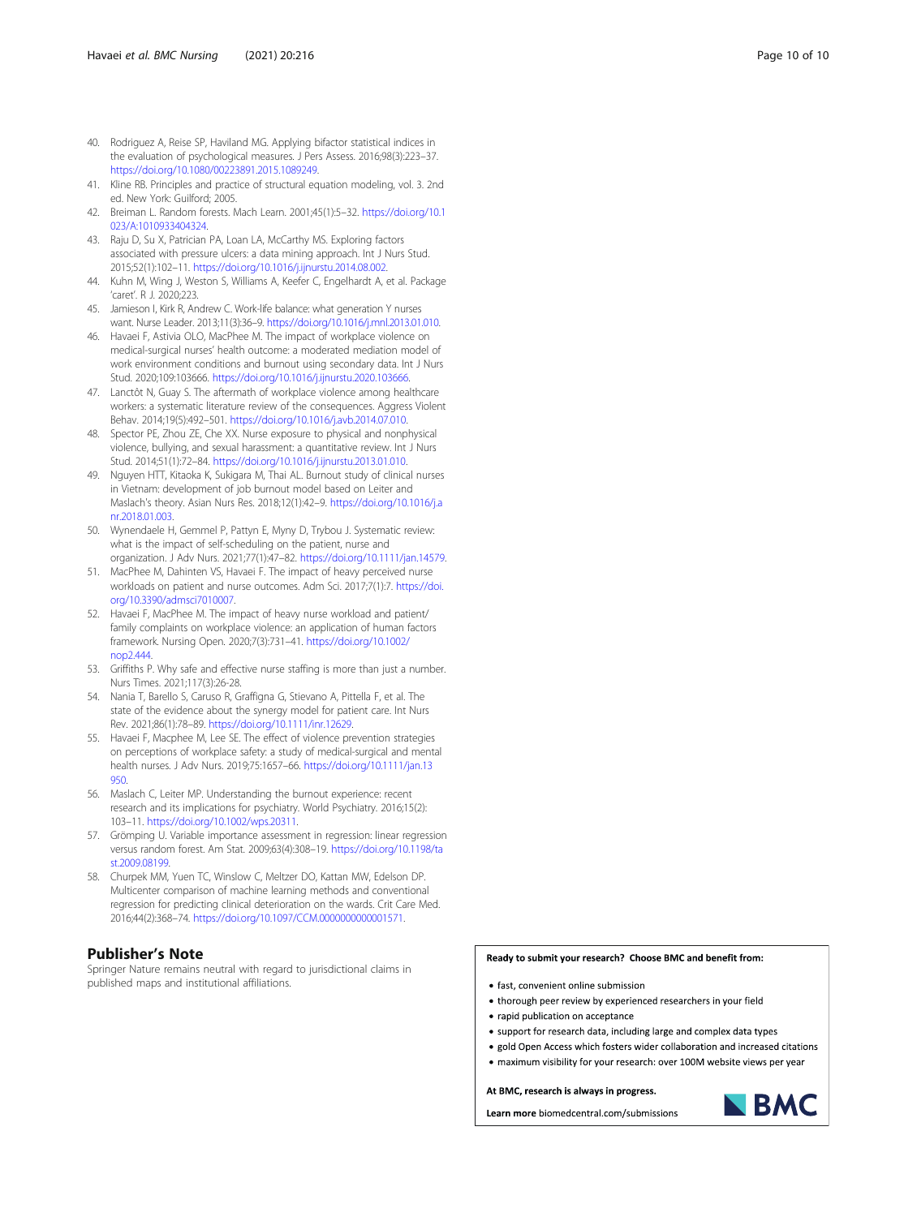40. Rodriguez A, Reise SP, Haviland MG. Applying bifactor statistical indices in the evaluation of psychological measures. J Pers Assess. 2016;98(3):223–37. https://doi.org/10.1080/00223891.2015.1089249.
41. Kline RB. Principles and practice of structural equation modeling, vol. 3. 2nd ed. New York: Guilford; 2005.
42. Breiman L. Random forests. Mach Learn. 2001;45(1):5–32. https://doi.org/10.1023/A:1010933404324.
43. Raju D, Su X, Patrician PA, Loan LA, McCarthy MS. Exploring factors associated with pressure ulcers: a data mining approach. Int J Nurs Stud. 2015;52(1):102–11. https://doi.org/10.1016/j.ijnurstu.2014.08.002.
44. Kuhn M, Wing J, Weston S, Williams A, Keefer C, Engelhardt A, et al. Package 'caret'. R J. 2020;223.
45. Jamieson I, Kirk R, Andrew C. Work-life balance: what generation Y nurses want. Nurse Leader. 2013;11(3):36–9. https://doi.org/10.1016/j.mnl.2013.01.010.
46. Havaei F, Astivia OLO, MacPhee M. The impact of workplace violence on medical-surgical nurses' health outcome: a moderated mediation model of work environment conditions and burnout using secondary data. Int J Nurs Stud. 2020;109:103666. https://doi.org/10.1016/j.ijnurstu.2020.103666.
47. Lanctôt N, Guay S. The aftermath of workplace violence among healthcare workers: a systematic literature review of the consequences. Aggress Violent Behav. 2014;19(5):492–501. https://doi.org/10.1016/j.avb.2014.07.010.
48. Spector PE, Zhou ZE, Che XX. Nurse exposure to physical and nonphysical violence, bullying, and sexual harassment: a quantitative review. Int J Nurs Stud. 2014;51(1):72–84. https://doi.org/10.1016/j.ijnurstu.2013.01.010.
49. Nguyen HTT, Kitaoka K, Sukigara M, Thai AL. Burnout study of clinical nurses in Vietnam: development of job burnout model based on Leiter and Maslach's theory. Asian Nurs Res. 2018;12(1):42–9. https://doi.org/10.1016/j.anr.2018.01.003.
50. Wynendaele H, Gemmel P, Pattyn E, Myny D, Trybou J. Systematic review: what is the impact of self-scheduling on the patient, nurse and organization. J Adv Nurs. 2021;77(1):47–82. https://doi.org/10.1111/jan.14579.
51. MacPhee M, Dahinten VS, Havaei F. The impact of heavy perceived nurse workloads on patient and nurse outcomes. Adm Sci. 2017;7(1):7. https://doi.org/10.3390/admsci7010007.
52. Havaei F, MacPhee M. The impact of heavy nurse workload and patient/family complaints on workplace violence: an application of human factors framework. Nursing Open. 2020;7(3):731–41. https://doi.org/10.1002/nop2.444.
53. Griffiths P. Why safe and effective nurse staffing is more than just a number. Nurs Times. 2021;117(3):26-28.
54. Nania T, Barello S, Caruso R, Graffigna G, Stievano A, Pittella F, et al. The state of the evidence about the synergy model for patient care. Int Nurs Rev. 2021;86(1):78–89. https://doi.org/10.1111/inr.12629.
55. Havaei F, Macphee M, Lee SE. The effect of violence prevention strategies on perceptions of workplace safety: a study of medical-surgical and mental health nurses. J Adv Nurs. 2019;75:1657–66. https://doi.org/10.1111/jan.13950.
56. Maslach C, Leiter MP. Understanding the burnout experience: recent research and its implications for psychiatry. World Psychiatry. 2016;15(2):103–11. https://doi.org/10.1002/wps.20311.
57. Grömping U. Variable importance assessment in regression: linear regression versus random forest. Am Stat. 2009;63(4):308–19. https://doi.org/10.1198/tast.2009.08199.
58. Churpek MM, Yuen TC, Winslow C, Meltzer DO, Kattan MW, Edelson DP. Multicenter comparison of machine learning methods and conventional regression for predicting clinical deterioration on the wards. Crit Care Med. 2016;44(2):368–74. https://doi.org/10.1097/CCM.0000000000001571.

## Publisher's Note

Springer Nature remains neutral with regard to jurisdictional claims in published maps and institutional affiliations.

**Ready to submit your research? Choose BMC and benefit from:**

- fast, convenient online submission
- thorough peer review by experienced researchers in your field
- rapid publication on acceptance
- support for research data, including large and complex data types
- gold Open Access which fosters wider collaboration and increased citations
- maximum visibility for your research: over 100M website views per year

**At BMC, research is always in progress.**

**Learn more** biomedcentral.com/submissions